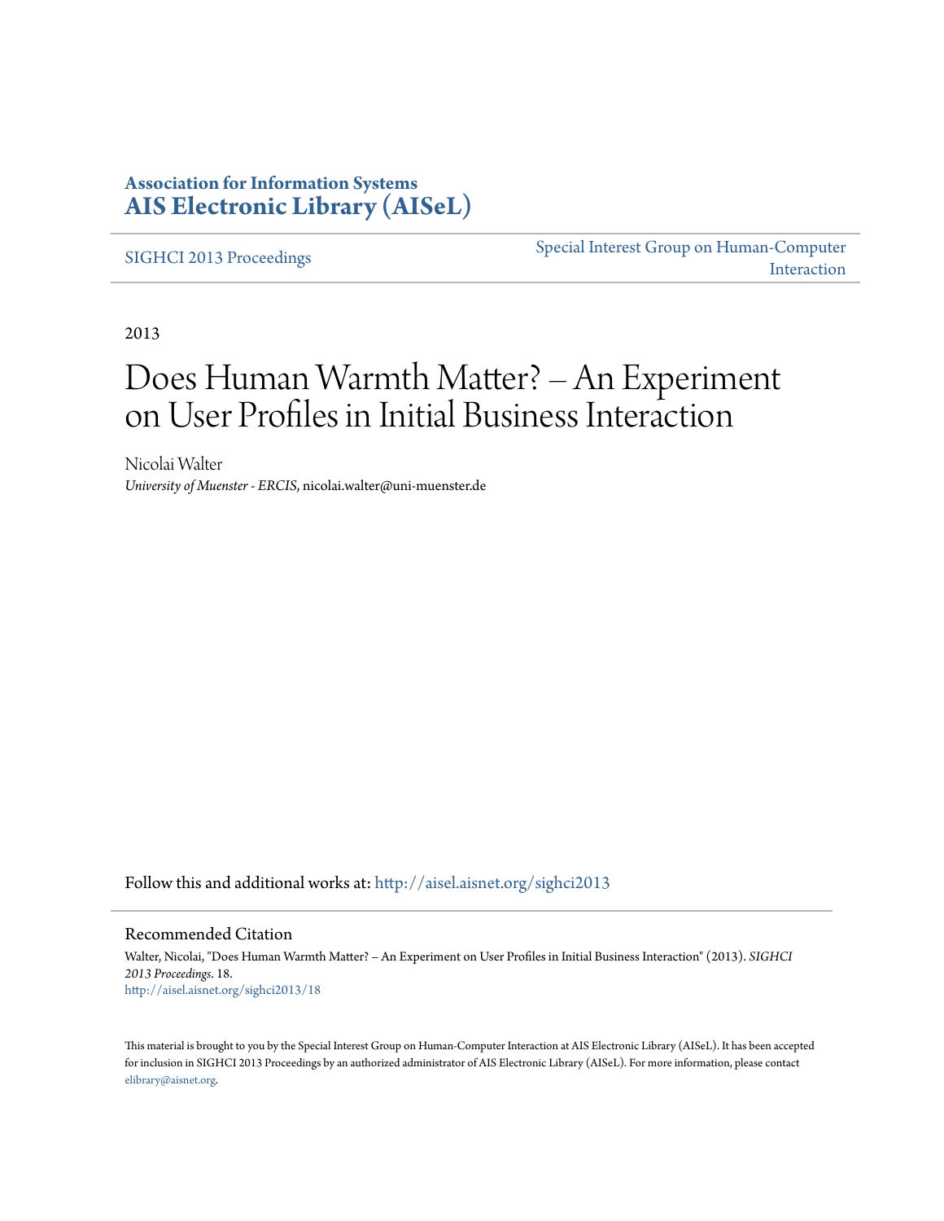**Association for Information Systems**
**AIS Electronic Library (AISeL)**

SIGHCI 2013 Proceedings

Special Interest Group on Human-Computer Interaction

2013

# Does Human Warmth Matter? – An Experiment on User Profiles in Initial Business Interaction

Nicolai Walter
*University of Muenster - ERCIS*, nicolai.walter@uni-muenster.de

Follow this and additional works at: http://aisel.aisnet.org/sighci2013

Recommended Citation

Walter, Nicolai, "Does Human Warmth Matter? – An Experiment on User Profiles in Initial Business Interaction" (2013). *SIGHCI 2013 Proceedings*. 18.
http://aisel.aisnet.org/sighci2013/18

This material is brought to you by the Special Interest Group on Human-Computer Interaction at AIS Electronic Library (AISeL). It has been accepted for inclusion in SIGHCI 2013 Proceedings by an authorized administrator of AIS Electronic Library (AISeL). For more information, please contact elibrary@aisnet.org.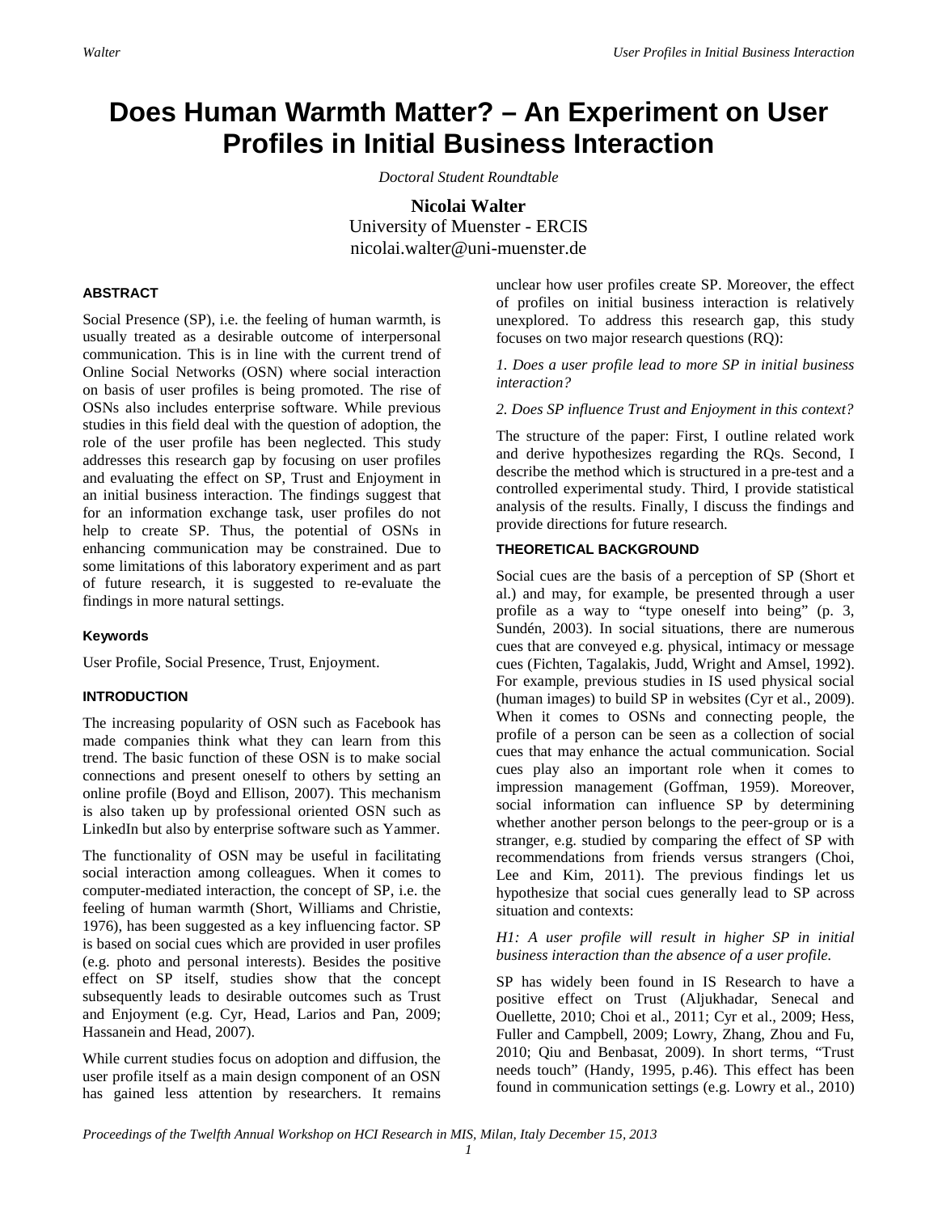# Does Human Warmth Matter? – An Experiment on User Profiles in Initial Business Interaction

*Doctoral Student Roundtable*

**Nicolai Walter**
University of Muenster - ERCIS
nicolai.walter@uni-muenster.de

### ABSTRACT

Social Presence (SP), i.e. the feeling of human warmth, is usually treated as a desirable outcome of interpersonal communication. This is in line with the current trend of Online Social Networks (OSN) where social interaction on basis of user profiles is being promoted. The rise of OSNs also includes enterprise software. While previous studies in this field deal with the question of adoption, the role of the user profile has been neglected. This study addresses this research gap by focusing on user profiles and evaluating the effect on SP, Trust and Enjoyment in an initial business interaction. The findings suggest that for an information exchange task, user profiles do not help to create SP. Thus, the potential of OSNs in enhancing communication may be constrained. Due to some limitations of this laboratory experiment and as part of future research, it is suggested to re-evaluate the findings in more natural settings.

### Keywords

User Profile, Social Presence, Trust, Enjoyment.

### INTRODUCTION

The increasing popularity of OSN such as Facebook has made companies think what they can learn from this trend. The basic function of these OSN is to make social connections and present oneself to others by setting an online profile (Boyd and Ellison, 2007). This mechanism is also taken up by professional oriented OSN such as LinkedIn but also by enterprise software such as Yammer.

The functionality of OSN may be useful in facilitating social interaction among colleagues. When it comes to computer-mediated interaction, the concept of SP, i.e. the feeling of human warmth (Short, Williams and Christie, 1976), has been suggested as a key influencing factor. SP is based on social cues which are provided in user profiles (e.g. photo and personal interests). Besides the positive effect on SP itself, studies show that the concept subsequently leads to desirable outcomes such as Trust and Enjoyment (e.g. Cyr, Head, Larios and Pan, 2009; Hassanein and Head, 2007).

While current studies focus on adoption and diffusion, the user profile itself as a main design component of an OSN has gained less attention by researchers. It remains unclear how user profiles create SP. Moreover, the effect of profiles on initial business interaction is relatively unexplored. To address this research gap, this study focuses on two major research questions (RQ):

*1. Does a user profile lead to more SP in initial business interaction?*

*2. Does SP influence Trust and Enjoyment in this context?*

The structure of the paper: First, I outline related work and derive hypothesizes regarding the RQs. Second, I describe the method which is structured in a pre-test and a controlled experimental study. Third, I provide statistical analysis of the results. Finally, I discuss the findings and provide directions for future research.

### THEORETICAL BACKGROUND

Social cues are the basis of a perception of SP (Short et al.) and may, for example, be presented through a user profile as a way to "type oneself into being" (p. 3, Sundén, 2003). In social situations, there are numerous cues that are conveyed e.g. physical, intimacy or message cues (Fichten, Tagalakis, Judd, Wright and Amsel, 1992). For example, previous studies in IS used physical social (human images) to build SP in websites (Cyr et al., 2009). When it comes to OSNs and connecting people, the profile of a person can be seen as a collection of social cues that may enhance the actual communication. Social cues play also an important role when it comes to impression management (Goffman, 1959). Moreover, social information can influence SP by determining whether another person belongs to the peer-group or is a stranger, e.g. studied by comparing the effect of SP with recommendations from friends versus strangers (Choi, Lee and Kim, 2011). The previous findings let us hypothesize that social cues generally lead to SP across situation and contexts:

*H1: A user profile will result in higher SP in initial business interaction than the absence of a user profile.*

SP has widely been found in IS Research to have a positive effect on Trust (Aljukhadar, Senecal and Ouellette, 2010; Choi et al., 2011; Cyr et al., 2009; Hess, Fuller and Campbell, 2009; Lowry, Zhang, Zhou and Fu, 2010; Qiu and Benbasat, 2009). In short terms, "Trust needs touch" (Handy, 1995, p.46). This effect has been found in communication settings (e.g. Lowry et al., 2010)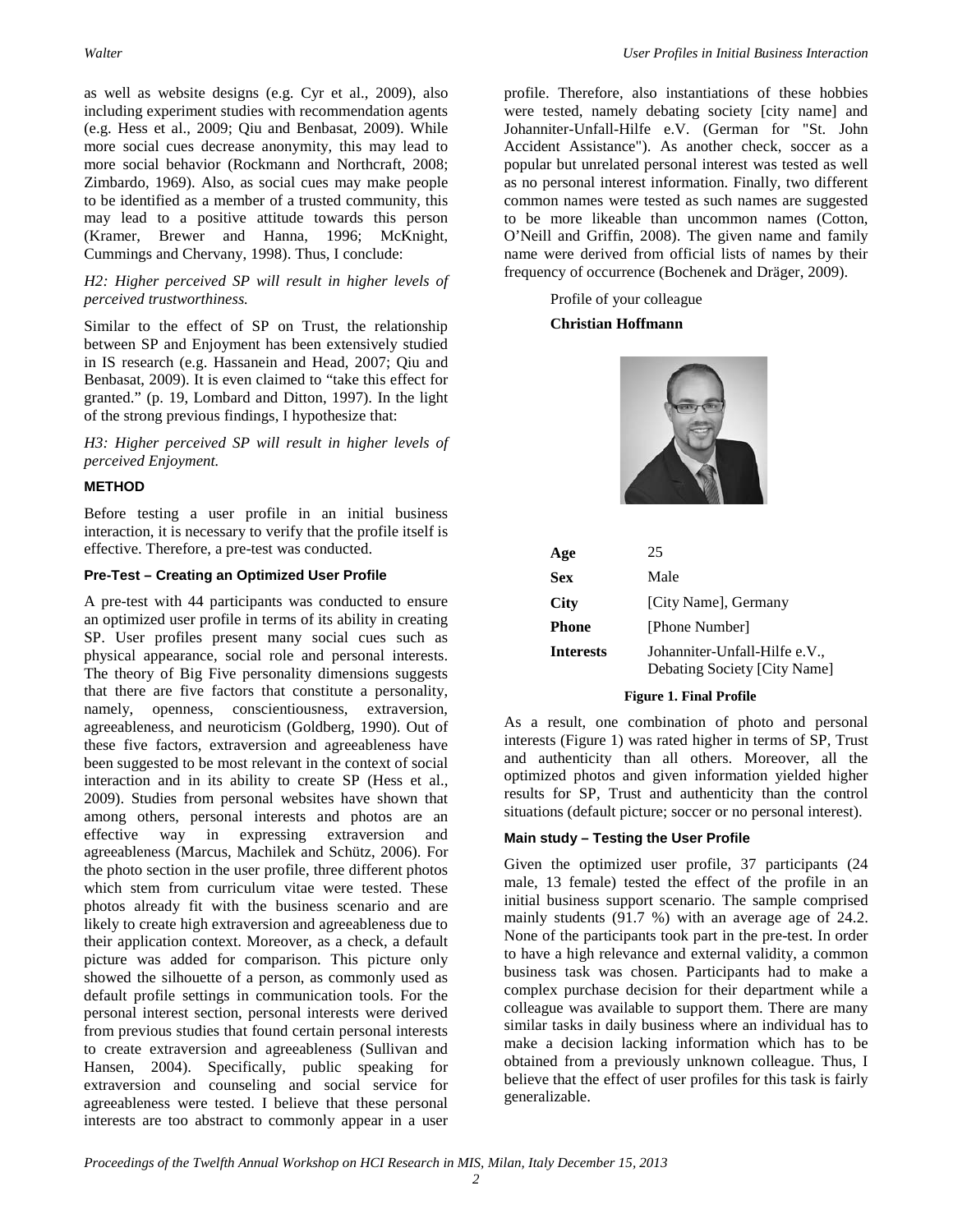as well as website designs (e.g. Cyr et al., 2009), also including experiment studies with recommendation agents (e.g. Hess et al., 2009; Qiu and Benbasat, 2009). While more social cues decrease anonymity, this may lead to more social behavior (Rockmann and Northcraft, 2008; Zimbardo, 1969). Also, as social cues may make people to be identified as a member of a trusted community, this may lead to a positive attitude towards this person (Kramer, Brewer and Hanna, 1996; McKnight, Cummings and Chervany, 1998). Thus, I conclude:

*H2: Higher perceived SP will result in higher levels of perceived trustworthiness.*

Similar to the effect of SP on Trust, the relationship between SP and Enjoyment has been extensively studied in IS research (e.g. Hassanein and Head, 2007; Qiu and Benbasat, 2009). It is even claimed to "take this effect for granted." (p. 19, Lombard and Ditton, 1997). In the light of the strong previous findings, I hypothesize that:

*H3: Higher perceived SP will result in higher levels of perceived Enjoyment.*

## METHOD

Before testing a user profile in an initial business interaction, it is necessary to verify that the profile itself is effective. Therefore, a pre-test was conducted.

### Pre-Test – Creating an Optimized User Profile

A pre-test with 44 participants was conducted to ensure an optimized user profile in terms of its ability in creating SP. User profiles present many social cues such as physical appearance, social role and personal interests. The theory of Big Five personality dimensions suggests that there are five factors that constitute a personality, namely, openness, conscientiousness, extraversion, agreeableness, and neuroticism (Goldberg, 1990). Out of these five factors, extraversion and agreeableness have been suggested to be most relevant in the context of social interaction and in its ability to create SP (Hess et al., 2009). Studies from personal websites have shown that among others, personal interests and photos are an effective way in expressing extraversion and agreeableness (Marcus, Machilek and Schütz, 2006). For the photo section in the user profile, three different photos which stem from curriculum vitae were tested. These photos already fit with the business scenario and are likely to create high extraversion and agreeableness due to their application context. Moreover, as a check, a default picture was added for comparison. This picture only showed the silhouette of a person, as commonly used as default profile settings in communication tools. For the personal interest section, personal interests were derived from previous studies that found certain personal interests to create extraversion and agreeableness (Sullivan and Hansen, 2004). Specifically, public speaking for extraversion and counseling and social service for agreeableness were tested. I believe that these personal interests are too abstract to commonly appear in a user profile. Therefore, also instantiations of these hobbies were tested, namely debating society [city name] and Johanniter-Unfall-Hilfe e.V. (German for "St. John Accident Assistance"). As another check, soccer as a popular but unrelated personal interest was tested as well as no personal interest information. Finally, two different common names were tested as such names are suggested to be more likeable than uncommon names (Cotton, O'Neill and Griffin, 2008). The given name and family name were derived from official lists of names by their frequency of occurrence (Bochenek and Dräger, 2009).

Profile of your colleague

**Christian Hoffmann**

| | |
|---|---|
| **Age** | 25 |
| **Sex** | Male |
| **City** | [City Name], Germany |
| **Phone** | [Phone Number] |
| **Interests** | Johanniter-Unfall-Hilfe e.V., Debating Society [City Name] |

**Figure 1. Final Profile**

As a result, one combination of photo and personal interests (Figure 1) was rated higher in terms of SP, Trust and authenticity than all others. Moreover, all the optimized photos and given information yielded higher results for SP, Trust and authenticity than the control situations (default picture; soccer or no personal interest).

### Main study – Testing the User Profile

Given the optimized user profile, 37 participants (24 male, 13 female) tested the effect of the profile in an initial business support scenario. The sample comprised mainly students (91.7 %) with an average age of 24.2. None of the participants took part in the pre-test. In order to have a high relevance and external validity, a common business task was chosen. Participants had to make a complex purchase decision for their department while a colleague was available to support them. There are many similar tasks in daily business where an individual has to make a decision lacking information which has to be obtained from a previously unknown colleague. Thus, I believe that the effect of user profiles for this task is fairly generalizable.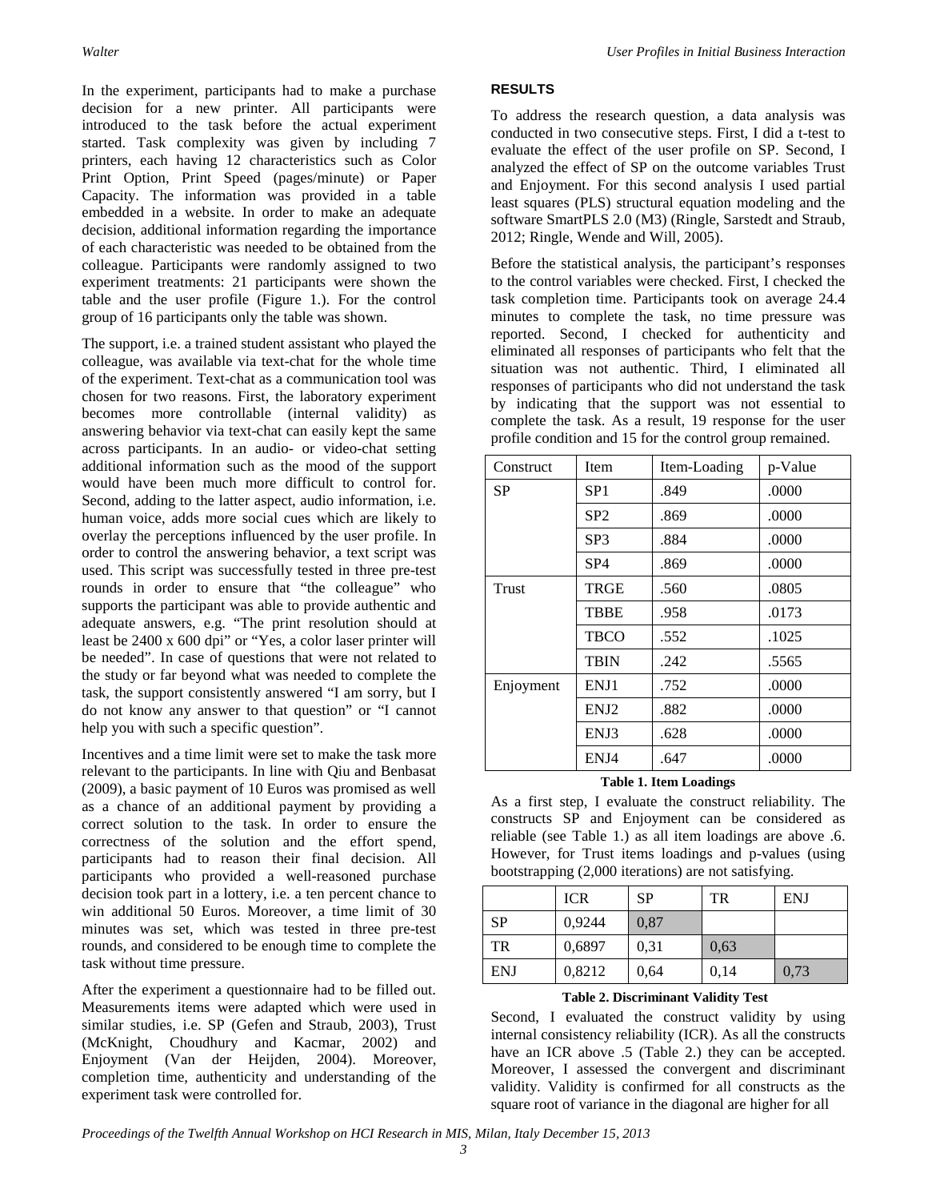In the experiment, participants had to make a purchase decision for a new printer. All participants were introduced to the task before the actual experiment started. Task complexity was given by including 7 printers, each having 12 characteristics such as Color Print Option, Print Speed (pages/minute) or Paper Capacity. The information was provided in a table embedded in a website. In order to make an adequate decision, additional information regarding the importance of each characteristic was needed to be obtained from the colleague. Participants were randomly assigned to two experiment treatments: 21 participants were shown the table and the user profile (Figure 1.). For the control group of 16 participants only the table was shown.

The support, i.e. a trained student assistant who played the colleague, was available via text-chat for the whole time of the experiment. Text-chat as a communication tool was chosen for two reasons. First, the laboratory experiment becomes more controllable (internal validity) as answering behavior via text-chat can easily kept the same across participants. In an audio- or video-chat setting additional information such as the mood of the support would have been much more difficult to control for. Second, adding to the latter aspect, audio information, i.e. human voice, adds more social cues which are likely to overlay the perceptions influenced by the user profile. In order to control the answering behavior, a text script was used. This script was successfully tested in three pre-test rounds in order to ensure that "the colleague" who supports the participant was able to provide authentic and adequate answers, e.g. "The print resolution should at least be 2400 x 600 dpi" or "Yes, a color laser printer will be needed". In case of questions that were not related to the study or far beyond what was needed to complete the task, the support consistently answered "I am sorry, but I do not know any answer to that question" or "I cannot help you with such a specific question".

Incentives and a time limit were set to make the task more relevant to the participants. In line with Qiu and Benbasat (2009), a basic payment of 10 Euros was promised as well as a chance of an additional payment by providing a correct solution to the task. In order to ensure the correctness of the solution and the effort spend, participants had to reason their final decision. All participants who provided a well-reasoned purchase decision took part in a lottery, i.e. a ten percent chance to win additional 50 Euros. Moreover, a time limit of 30 minutes was set, which was tested in three pre-test rounds, and considered to be enough time to complete the task without time pressure.

After the experiment a questionnaire had to be filled out. Measurements items were adapted which were used in similar studies, i.e. SP (Gefen and Straub, 2003), Trust (McKnight, Choudhury and Kacmar, 2002) and Enjoyment (Van der Heijden, 2004). Moreover, completion time, authenticity and understanding of the experiment task were controlled for.

## RESULTS

To address the research question, a data analysis was conducted in two consecutive steps. First, I did a t-test to evaluate the effect of the user profile on SP. Second, I analyzed the effect of SP on the outcome variables Trust and Enjoyment. For this second analysis I used partial least squares (PLS) structural equation modeling and the software SmartPLS 2.0 (M3) (Ringle, Sarstedt and Straub, 2012; Ringle, Wende and Will, 2005).

Before the statistical analysis, the participant's responses to the control variables were checked. First, I checked the task completion time. Participants took on average 24.4 minutes to complete the task, no time pressure was reported. Second, I checked for authenticity and eliminated all responses of participants who felt that the situation was not authentic. Third, I eliminated all responses of participants who did not understand the task by indicating that the support was not essential to complete the task. As a result, 19 response for the user profile condition and 15 for the control group remained.

| Construct | Item | Item-Loading | p-Value |
|---|---|---|---|
| SP | SP1 | .849 | .0000 |
| | SP2 | .869 | .0000 |
| | SP3 | .884 | .0000 |
| | SP4 | .869 | .0000 |
| Trust | TRGE | .560 | .0805 |
| | TBBE | .958 | .0173 |
| | TBCO | .552 | .1025 |
| | TBIN | .242 | .5565 |
| Enjoyment | ENJ1 | .752 | .0000 |
| | ENJ2 | .882 | .0000 |
| | ENJ3 | .628 | .0000 |
| | ENJ4 | .647 | .0000 |

**Table 1. Item Loadings**

As a first step, I evaluate the construct reliability. The constructs SP and Enjoyment can be considered as reliable (see Table 1.) as all item loadings are above .6. However, for Trust items loadings and p-values (using bootstrapping (2,000 iterations) are not satisfying.

| | ICR | SP | TR | ENJ |
|---|---|---|---|---|
| SP | 0,9244 | 0,87 | | |
| TR | 0,6897 | 0,31 | 0,63 | |
| ENJ | 0,8212 | 0,64 | 0,14 | 0,73 |

**Table 2. Discriminant Validity Test**

Second, I evaluated the construct validity by using internal consistency reliability (ICR). As all the constructs have an ICR above .5 (Table 2.) they can be accepted. Moreover, I assessed the convergent and discriminant validity. Validity is confirmed for all constructs as the square root of variance in the diagonal are higher for all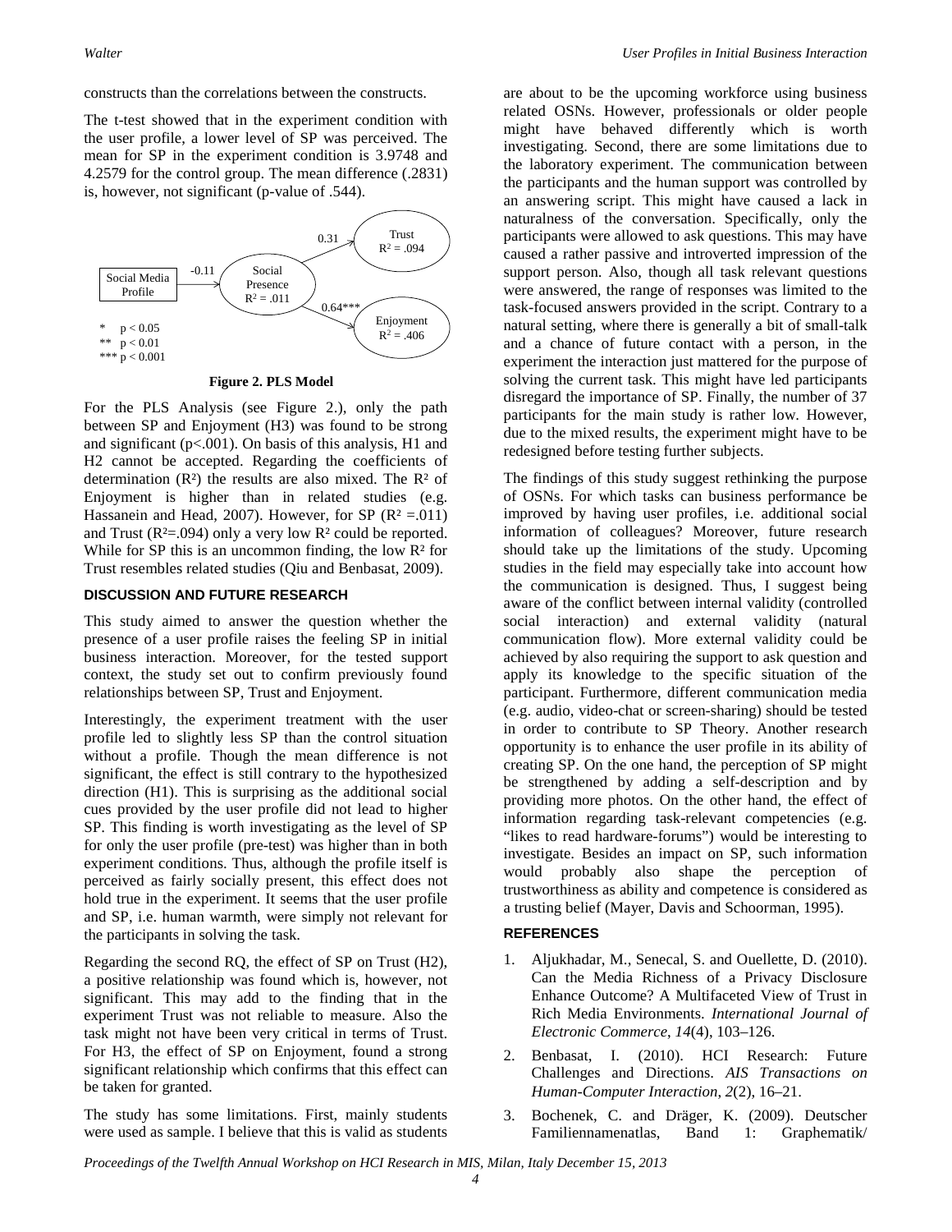constructs than the correlations between the constructs.

The t-test showed that in the experiment condition with the user profile, a lower level of SP was perceived. The mean for SP in the experiment condition is 3.9748 and 4.2579 for the control group. The mean difference (.2831) is, however, not significant (p-value of .544).

Social Media Profile → (-0.11) → Social Presence $R^2 = .011$ → (0.31) → Trust $R^2 = .094$; Social Presence → (0.64***) → Enjoyment $R^2 = .406$

\* $p < 0.05$
\*\* $p < 0.01$
\*\*\* $p < 0.001$

**Figure 2. PLS Model**

For the PLS Analysis (see Figure 2.), only the path between SP and Enjoyment (H3) was found to be strong and significant ($p<.001$). On basis of this analysis, H1 and H2 cannot be accepted. Regarding the coefficients of determination ($R^2$) the results are also mixed. The $R^2$ of Enjoyment is higher than in related studies (e.g. Hassanein and Head, 2007). However, for SP ($R^2 =.011$) and Trust ($R^2=.094$) only a very low $R^2$ could be reported. While for SP this is an uncommon finding, the low $R^2$ for Trust resembles related studies (Qiu and Benbasat, 2009).

## DISCUSSION AND FUTURE RESEARCH

This study aimed to answer the question whether the presence of a user profile raises the feeling SP in initial business interaction. Moreover, for the tested support context, the study set out to confirm previously found relationships between SP, Trust and Enjoyment.

Interestingly, the experiment treatment with the user profile led to slightly less SP than the control situation without a profile. Though the mean difference is not significant, the effect is still contrary to the hypothesized direction (H1). This is surprising as the additional social cues provided by the user profile did not lead to higher SP. This finding is worth investigating as the level of SP for only the user profile (pre-test) was higher than in both experiment conditions. Thus, although the profile itself is perceived as fairly socially present, this effect does not hold true in the experiment. It seems that the user profile and SP, i.e. human warmth, were simply not relevant for the participants in solving the task.

Regarding the second RQ, the effect of SP on Trust (H2), a positive relationship was found which is, however, not significant. This may add to the finding that in the experiment Trust was not reliable to measure. Also the task might not have been very critical in terms of Trust. For H3, the effect of SP on Enjoyment, found a strong significant relationship which confirms that this effect can be taken for granted.

The study has some limitations. First, mainly students were used as sample. I believe that this is valid as students are about to be the upcoming workforce using business related OSNs. However, professionals or older people might have behaved differently which is worth investigating. Second, there are some limitations due to the laboratory experiment. The communication between the participants and the human support was controlled by an answering script. This might have caused a lack in naturalness of the conversation. Specifically, only the participants were allowed to ask questions. This may have caused a rather passive and introverted impression of the support person. Also, though all task relevant questions were answered, the range of responses was limited to the task-focused answers provided in the script. Contrary to a natural setting, where there is generally a bit of small-talk and a chance of future contact with a person, in the experiment the interaction just mattered for the purpose of solving the current task. This might have led participants disregard the importance of SP. Finally, the number of 37 participants for the main study is rather low. However, due to the mixed results, the experiment might have to be redesigned before testing further subjects.

The findings of this study suggest rethinking the purpose of OSNs. For which tasks can business performance be improved by having user profiles, i.e. additional social information of colleagues? Moreover, future research should take up the limitations of the study. Upcoming studies in the field may especially take into account how the communication is designed. Thus, I suggest being aware of the conflict between internal validity (controlled social interaction) and external validity (natural communication flow). More external validity could be achieved by also requiring the support to ask question and apply its knowledge to the specific situation of the participant. Furthermore, different communication media (e.g. audio, video-chat or screen-sharing) should be tested in order to contribute to SP Theory. Another research opportunity is to enhance the user profile in its ability of creating SP. On the one hand, the perception of SP might be strengthened by adding a self-description and by providing more photos. On the other hand, the effect of information regarding task-relevant competencies (e.g. "likes to read hardware-forums") would be interesting to investigate. Besides an impact on SP, such information would probably also shape the perception of trustworthiness as ability and competence is considered as a trusting belief (Mayer, Davis and Schoorman, 1995).

## REFERENCES

1. Aljukhadar, M., Senecal, S. and Ouellette, D. (2010). Can the Media Richness of a Privacy Disclosure Enhance Outcome? A Multifaceted View of Trust in Rich Media Environments. *International Journal of Electronic Commerce*, *14*(4), 103–126.
2. Benbasat, I. (2010). HCI Research: Future Challenges and Directions. *AIS Transactions on Human-Computer Interaction*, *2*(2), 16–21.
3. Bochenek, C. and Dräger, K. (2009). Deutscher Familiennamenatlas, Band 1: Graphematik/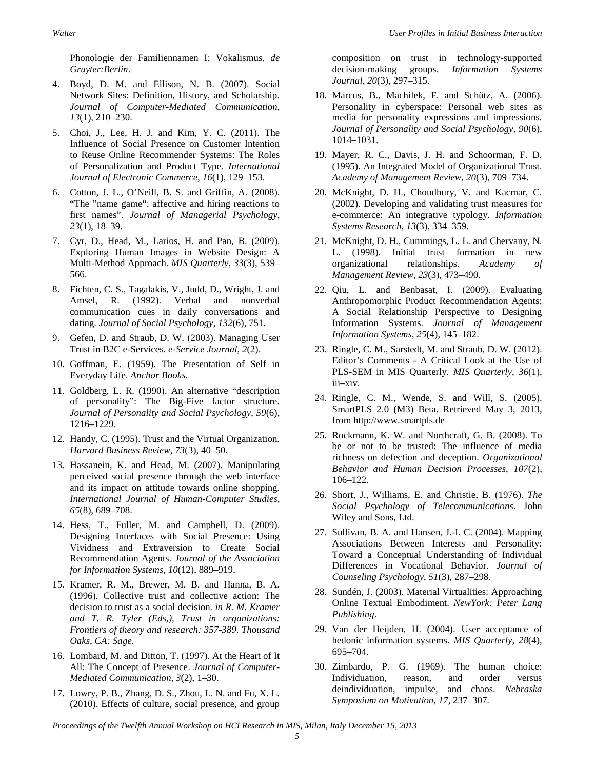Phonologie der Familiennamen I: Vokalismus. *de Gruyter:Berlin*.

4. Boyd, D. M. and Ellison, N. B. (2007). Social Network Sites: Definition, History, and Scholarship. *Journal of Computer-Mediated Communication*, *13*(1), 210–230.
5. Choi, J., Lee, H. J. and Kim, Y. C. (2011). The Influence of Social Presence on Customer Intention to Reuse Online Recommender Systems: The Roles of Personalization and Product Type. *International Journal of Electronic Commerce*, *16*(1), 129–153.
6. Cotton, J. L., O'Neill, B. S. and Griffin, A. (2008). The "name game": affective and hiring reactions to first names". *Journal of Managerial Psychology*, *23*(1), 18–39.
7. Cyr, D., Head, M., Larios, H. and Pan, B. (2009). Exploring Human Images in Website Design: A Multi-Method Approach. *MIS Quarterly*, *33*(3), 539–566.
8. Fichten, C. S., Tagalakis, V., Judd, D., Wright, J. and Amsel, R. (1992). Verbal and nonverbal communication cues in daily conversations and dating. *Journal of Social Psychology*, *132*(6), 751.
9. Gefen, D. and Straub, D. W. (2003). Managing User Trust in B2C e-Services. *e-Service Journal*, *2*(2).
10. Goffman, E. (1959). The Presentation of Self in Everyday Life. *Anchor Books*.
11. Goldberg, L. R. (1990). An alternative "description of personality": The Big-Five factor structure. *Journal of Personality and Social Psychology*, *59*(6), 1216–1229.
12. Handy, C. (1995). Trust and the Virtual Organization. *Harvard Business Review*, *73*(3), 40–50.
13. Hassanein, K. and Head, M. (2007). Manipulating perceived social presence through the web interface and its impact on attitude towards online shopping. *International Journal of Human-Computer Studies*, *65*(8), 689–708.
14. Hess, T., Fuller, M. and Campbell, D. (2009). Designing Interfaces with Social Presence: Using Vividness and Extraversion to Create Social Recommendation Agents. *Journal of the Association for Information Systems*, *10*(12), 889–919.
15. Kramer, R. M., Brewer, M. B. and Hanna, B. A. (1996). Collective trust and collective action: The decision to trust as a social decision. *in R. M. Kramer and T. R. Tyler (Eds,), Trust in organizations: Frontiers of theory and research: 357-389. Thousand Oaks, CA: Sage.*
16. Lombard, M. and Ditton, T. (1997). At the Heart of It All: The Concept of Presence. *Journal of Computer-Mediated Communication*, *3*(2), 1–30.
17. Lowry, P. B., Zhang, D. S., Zhou, L. N. and Fu, X. L. (2010). Effects of culture, social presence, and group composition on trust in technology-supported decision-making groups. *Information Systems Journal*, *20*(3), 297–315.
18. Marcus, B., Machilek, F. and Schütz, A. (2006). Personality in cyberspace: Personal web sites as media for personality expressions and impressions. *Journal of Personality and Social Psychology*, *90*(6), 1014–1031.
19. Mayer, R. C., Davis, J. H. and Schoorman, F. D. (1995). An Integrated Model of Organizational Trust. *Academy of Management Review*, *20*(3), 709–734.
20. McKnight, D. H., Choudhury, V. and Kacmar, C. (2002). Developing and validating trust measures for e-commerce: An integrative typology. *Information Systems Research*, *13*(3), 334–359.
21. McKnight, D. H., Cummings, L. L. and Chervany, N. L. (1998). Initial trust formation in new organizational relationships. *Academy of Management Review*, *23*(3), 473–490.
22. Qiu, L. and Benbasat, I. (2009). Evaluating Anthropomorphic Product Recommendation Agents: A Social Relationship Perspective to Designing Information Systems. *Journal of Management Information Systems*, *25*(4), 145–182.
23. Ringle, C. M., Sarstedt, M. and Straub, D. W. (2012). Editor's Comments - A Critical Look at the Use of PLS-SEM in MIS Quarterly. *MIS Quarterly*, *36*(1), iii–xiv.
24. Ringle, C. M., Wende, S. and Will, S. (2005). SmartPLS 2.0 (M3) Beta. Retrieved May 3, 2013, from http://www.smartpls.de
25. Rockmann, K. W. and Northcraft, G. B. (2008). To be or not to be trusted: The influence of media richness on defection and deception. *Organizational Behavior and Human Decision Processes*, *107*(2), 106–122.
26. Short, J., Williams, E. and Christie, B. (1976). *The Social Psychology of Telecommunications*. John Wiley and Sons, Ltd.
27. Sullivan, B. A. and Hansen, J.-I. C. (2004). Mapping Associations Between Interests and Personality: Toward a Conceptual Understanding of Individual Differences in Vocational Behavior. *Journal of Counseling Psychology*, *51*(3), 287–298.
28. Sundén, J. (2003). Material Virtualities: Approaching Online Textual Embodiment. *NewYork: Peter Lang Publishing*.
29. Van der Heijden, H. (2004). User acceptance of hedonic information systems. *MIS Quarterly*, *28*(4), 695–704.
30. Zimbardo, P. G. (1969). The human choice: Individuation, reason, and order versus deindividuation, impulse, and chaos. *Nebraska Symposium on Motivation*, *17*, 237–307.